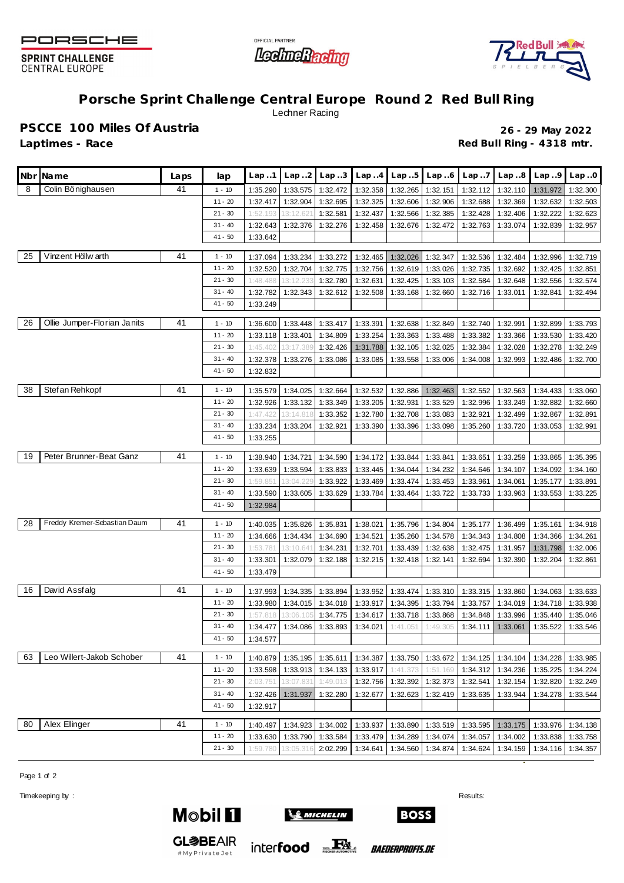PORSCHE SPRINT CHALLENGE CENTRAL EUROPE

# Porsche Sprint Challenge Central Europe Round 2 Red Bull Ring

Lechner Racing

## PSCCE 100 Miles Of Austria

**Laptimes - Race**

**26 - 29 May 2022**
**Red Bull Ring - 4318 mtr.**

| Nbr | Name | Laps | lap | Lap..1 | Lap..2 | Lap..3 | Lap..4 | Lap..5 | Lap..6 | Lap..7 | Lap..8 | Lap..9 | Lap..0 |
|---|---|---|---|---|---|---|---|---|---|---|---|---|---|
| 8 | Colin Bönighausen | 41 | 1 - 10 | 1:35.290 | 1:33.575 | 1:32.472 | 1:32.358 | 1:32.265 | 1:32.151 | 1:32.112 | 1:32.110 | 1:31.972 | 1:32.300 |
| | | | 11 - 20 | 1:32.417 | 1:32.904 | 1:32.695 | 1:32.325 | 1:32.606 | 1:32.906 | 1:32.688 | 1:32.369 | 1:32.632 | 1:32.503 |
| | | | 21 - 30 | 1:52.193 | 13:12.621 | 1:32.581 | 1:32.437 | 1:32.566 | 1:32.385 | 1:32.428 | 1:32.406 | 1:32.222 | 1:32.623 |
| | | | 31 - 40 | 1:32.643 | 1:32.376 | 1:32.276 | 1:32.458 | 1:32.676 | 1:32.472 | 1:32.763 | 1:33.074 | 1:32.839 | 1:32.957 |
| | | | 41 - 50 | 1:33.642 | | | | | | | | | |
| 25 | Vinzent Höllwarth | 41 | 1 - 10 | 1:37.094 | 1:33.234 | 1:33.272 | 1:32.465 | 1:32.026 | 1:32.347 | 1:32.536 | 1:32.484 | 1:32.996 | 1:32.719 |
| | | | 11 - 20 | 1:32.520 | 1:32.704 | 1:32.775 | 1:32.756 | 1:32.619 | 1:33.026 | 1:32.735 | 1:32.692 | 1:32.425 | 1:32.851 |
| | | | 21 - 30 | 1:48.488 | 13:12.233 | 1:32.780 | 1:32.631 | 1:32.425 | 1:33.103 | 1:32.584 | 1:32.648 | 1:32.556 | 1:32.574 |
| | | | 31 - 40 | 1:32.782 | 1:32.343 | 1:32.612 | 1:32.508 | 1:33.168 | 1:32.660 | 1:32.716 | 1:33.011 | 1:32.841 | 1:32.494 |
| | | | 41 - 50 | 1:33.249 | | | | | | | | | |
| 26 | Ollie Jumper-Florian Janits | 41 | 1 - 10 | 1:36.600 | 1:33.448 | 1:33.417 | 1:33.391 | 1:32.638 | 1:32.849 | 1:32.740 | 1:32.991 | 1:32.899 | 1:33.793 |
| | | | 11 - 20 | 1:33.118 | 1:33.401 | 1:34.809 | 1:33.254 | 1:33.363 | 1:33.488 | 1:33.382 | 1:33.366 | 1:33.530 | 1:33.420 |
| | | | 21 - 30 | 1:45.402 | 13:17.389 | 1:32.426 | 1:31.788 | 1:32.105 | 1:32.025 | 1:32.384 | 1:32.028 | 1:32.278 | 1:32.249 |
| | | | 31 - 40 | 1:32.378 | 1:33.276 | 1:33.086 | 1:33.085 | 1:33.558 | 1:33.006 | 1:34.008 | 1:32.993 | 1:32.486 | 1:32.700 |
| | | | 41 - 50 | 1:32.832 | | | | | | | | | |
| 38 | Stefan Rehkopf | 41 | 1 - 10 | 1:35.579 | 1:34.025 | 1:32.664 | 1:32.532 | 1:32.886 | 1:32.463 | 1:32.552 | 1:32.563 | 1:34.433 | 1:33.060 |
| | | | 11 - 20 | 1:32.926 | 1:33.132 | 1:33.349 | 1:33.205 | 1:32.931 | 1:33.529 | 1:32.996 | 1:33.249 | 1:32.882 | 1:32.660 |
| | | | 21 - 30 | 1:47.422 | 13:14.818 | 1:33.352 | 1:32.780 | 1:32.708 | 1:33.083 | 1:32.921 | 1:32.499 | 1:32.867 | 1:32.891 |
| | | | 31 - 40 | 1:33.234 | 1:33.204 | 1:32.921 | 1:33.390 | 1:33.396 | 1:33.098 | 1:35.260 | 1:33.720 | 1:33.053 | 1:32.991 |
| | | | 41 - 50 | 1:33.255 | | | | | | | | | |
| 19 | Peter Brunner-Beat Ganz | 41 | 1 - 10 | 1:38.940 | 1:34.721 | 1:34.590 | 1:34.172 | 1:33.844 | 1:33.841 | 1:33.651 | 1:33.259 | 1:33.865 | 1:35.395 |
| | | | 11 - 20 | 1:33.639 | 1:33.594 | 1:33.833 | 1:33.445 | 1:34.044 | 1:34.232 | 1:34.646 | 1:34.107 | 1:34.092 | 1:34.160 |
| | | | 21 - 30 | 1:59.851 | 13:04.229 | 1:33.922 | 1:33.469 | 1:33.474 | 1:33.453 | 1:33.961 | 1:34.061 | 1:35.177 | 1:33.891 |
| | | | 31 - 40 | 1:33.590 | 1:33.605 | 1:33.629 | 1:33.784 | 1:33.464 | 1:33.722 | 1:33.733 | 1:33.963 | 1:33.553 | 1:33.225 |
| | | | 41 - 50 | 1:32.984 | | | | | | | | | |
| 28 | Freddy Kremer-Sebastian Daum | 41 | 1 - 10 | 1:40.035 | 1:35.826 | 1:35.831 | 1:38.021 | 1:35.796 | 1:34.804 | 1:35.177 | 1:36.499 | 1:35.161 | 1:34.918 |
| | | | 11 - 20 | 1:34.666 | 1:34.434 | 1:34.690 | 1:34.521 | 1:35.260 | 1:34.578 | 1:34.343 | 1:34.808 | 1:34.366 | 1:34.261 |
| | | | 21 - 30 | 1:53.781 | 13:10.641 | 1:34.231 | 1:32.701 | 1:33.439 | 1:32.638 | 1:32.475 | 1:31.957 | 1:31.798 | 1:32.006 |
| | | | 31 - 40 | 1:33.301 | 1:32.079 | 1:32.188 | 1:32.215 | 1:32.418 | 1:32.141 | 1:32.694 | 1:32.390 | 1:32.204 | 1:32.861 |
| | | | 41 - 50 | 1:33.479 | | | | | | | | | |
| 16 | David Assfalg | 41 | 1 - 10 | 1:37.993 | 1:34.335 | 1:33.894 | 1:33.952 | 1:33.474 | 1:33.310 | 1:33.315 | 1:33.860 | 1:34.063 | 1:33.633 |
| | | | 11 - 20 | 1:33.980 | 1:34.015 | 1:34.018 | 1:33.917 | 1:34.395 | 1:33.794 | 1:33.757 | 1:34.019 | 1:34.718 | 1:33.938 |
| | | | 21 - 30 | 1:57.818 | 13:06.105 | 1:34.775 | 1:34.617 | 1:33.718 | 1:33.868 | 1:34.848 | 1:33.996 | 1:35.440 | 1:35.046 |
| | | | 31 - 40 | 1:34.477 | 1:34.086 | 1:33.893 | 1:34.021 | 1:41.051 | 1:49.305 | 1:34.111 | 1:33.061 | 1:35.522 | 1:33.546 |
| | | | 41 - 50 | 1:34.577 | | | | | | | | | |
| 63 | Leo Willert-Jakob Schober | 41 | 1 - 10 | 1:40.879 | 1:35.195 | 1:35.611 | 1:34.387 | 1:33.750 | 1:33.672 | 1:34.125 | 1:34.104 | 1:34.228 | 1:33.985 |
| | | | 11 - 20 | 1:33.598 | 1:33.913 | 1:34.133 | 1:33.917 | 1:41.373 | 1:51.169 | 1:34.312 | 1:34.236 | 1:35.225 | 1:34.224 |
| | | | 21 - 30 | 2:03.751 | 13:07.831 | 1:49.013 | 1:32.756 | 1:32.392 | 1:32.373 | 1:32.541 | 1:32.154 | 1:32.820 | 1:32.249 |
| | | | 31 - 40 | 1:32.426 | 1:31.937 | 1:32.280 | 1:32.677 | 1:32.623 | 1:32.419 | 1:33.635 | 1:33.944 | 1:34.278 | 1:33.544 |
| | | | 41 - 50 | 1:32.917 | | | | | | | | | |
| 80 | Alex Ellinger | 41 | 1 - 10 | 1:40.497 | 1:34.923 | 1:34.002 | 1:33.937 | 1:33.890 | 1:33.519 | 1:33.595 | 1:33.175 | 1:33.976 | 1:34.138 |
| | | | 11 - 20 | 1:33.630 | 1:33.790 | 1:33.584 | 1:33.479 | 1:34.289 | 1:34.074 | 1:34.057 | 1:34.002 | 1:33.838 | 1:33.758 |
| | | | 21 - 30 | 1:59.780 | 13:05.316 | 2:02.299 | 1:34.641 | 1:34.560 | 1:34.874 | 1:34.624 | 1:34.159 | 1:34.116 | 1:34.357 |

Timekeeping by :

Results: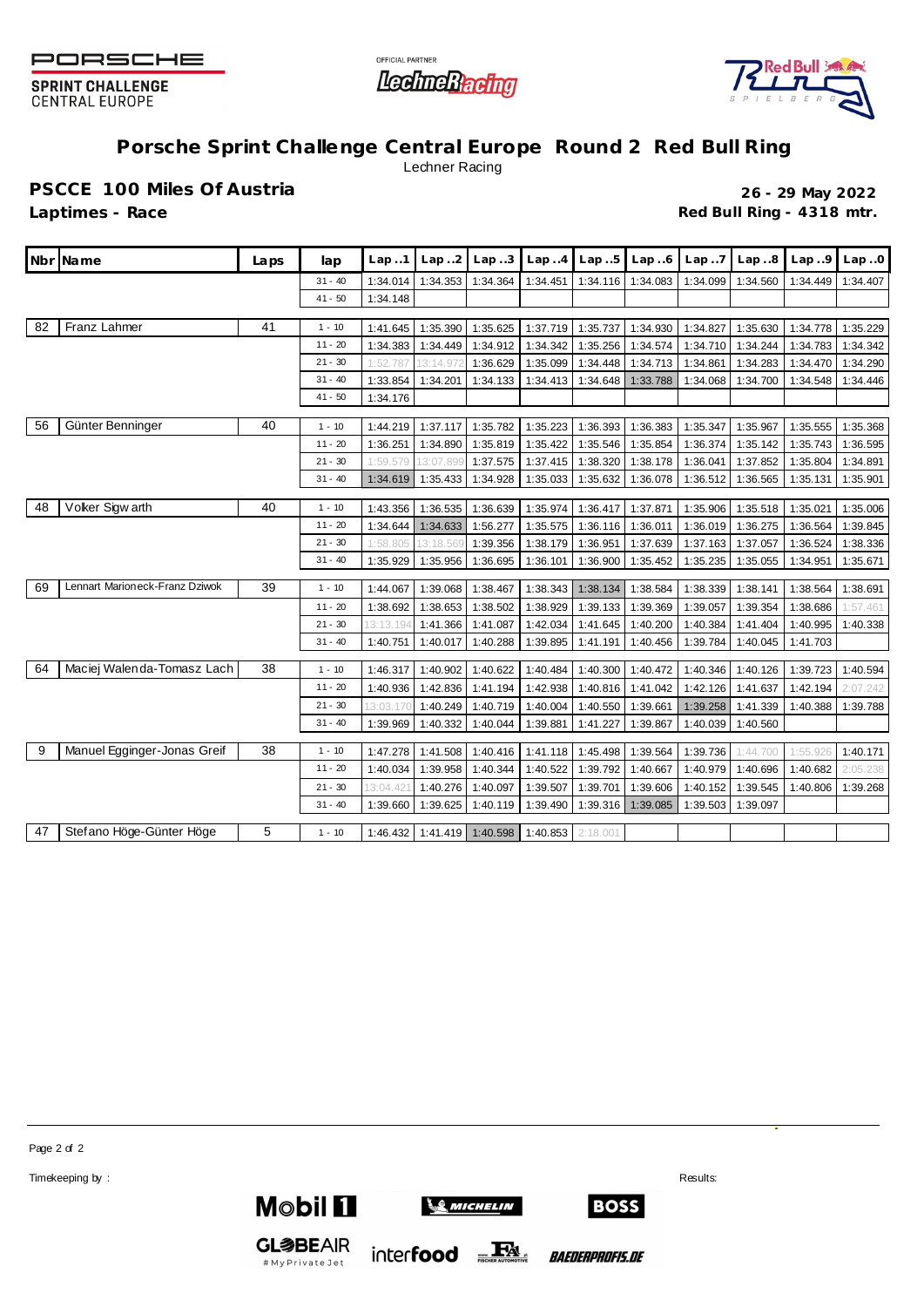PORSCHE SPRINT CHALLENGE CENTRAL EUROPE

## Porsche Sprint Challenge Central Europe Round 2 Red Bull Ring

Lechner Racing

**PSCCE 100 Miles Of Austria** **26 - 29 May 2022**

**Laptimes - Race** **Red Bull Ring - 4318 mtr.**

| Nbr | Name | Laps | lap | Lap ..1 | Lap ..2 | Lap ..3 | Lap ..4 | Lap ..5 | Lap ..6 | Lap ..7 | Lap ..8 | Lap ..9 | Lap ..0 |
|---|---|---|---|---|---|---|---|---|---|---|---|---|---|
| | | | 31 - 40 | 1:34.014 | 1:34.353 | 1:34.364 | 1:34.451 | 1:34.116 | 1:34.083 | 1:34.099 | 1:34.560 | 1:34.449 | 1:34.407 |
| | | | 41 - 50 | 1:34.148 | | | | | | | | | |
| 82 | Franz Lahmer | 41 | 1 - 10 | 1:41.645 | 1:35.390 | 1:35.625 | 1:37.719 | 1:35.737 | 1:34.930 | 1:34.827 | 1:35.630 | 1:34.778 | 1:35.229 |
| | | | 11 - 20 | 1:34.383 | 1:34.449 | 1:34.912 | 1:34.342 | 1:35.256 | 1:34.574 | 1:34.710 | 1:34.244 | 1:34.783 | 1:34.342 |
| | | | 21 - 30 | 1:52.787 | 13:14.972 | 1:36.629 | 1:35.099 | 1:34.448 | 1:34.713 | 1:34.861 | 1:34.283 | 1:34.470 | 1:34.290 |
| | | | 31 - 40 | 1:33.854 | 1:34.201 | 1:34.133 | 1:34.413 | 1:34.648 | 1:33.788 | 1:34.068 | 1:34.700 | 1:34.548 | 1:34.446 |
| | | | 41 - 50 | 1:34.176 | | | | | | | | | |
| 56 | Günter Benninger | 40 | 1 - 10 | 1:44.219 | 1:37.117 | 1:35.782 | 1:35.223 | 1:36.393 | 1:36.383 | 1:35.347 | 1:35.967 | 1:35.555 | 1:35.368 |
| | | | 11 - 20 | 1:36.251 | 1:34.890 | 1:35.819 | 1:35.422 | 1:35.546 | 1:35.854 | 1:36.374 | 1:35.142 | 1:35.743 | 1:36.595 |
| | | | 21 - 30 | 1:59.579 | 13:07.899 | 1:37.575 | 1:37.415 | 1:38.320 | 1:38.178 | 1:36.041 | 1:37.852 | 1:35.804 | 1:34.891 |
| | | | 31 - 40 | 1:34.619 | 1:35.433 | 1:34.928 | 1:35.033 | 1:35.632 | 1:36.078 | 1:36.512 | 1:36.565 | 1:35.131 | 1:35.901 |
| 48 | Volker Sigwarth | 40 | 1 - 10 | 1:43.356 | 1:36.535 | 1:36.639 | 1:35.974 | 1:36.417 | 1:37.871 | 1:35.906 | 1:35.518 | 1:35.021 | 1:35.006 |
| | | | 11 - 20 | 1:34.644 | 1:34.633 | 1:56.277 | 1:35.575 | 1:36.116 | 1:36.011 | 1:36.019 | 1:36.275 | 1:36.564 | 1:39.845 |
| | | | 21 - 30 | 1:58.805 | 13:18.569 | 1:39.356 | 1:38.179 | 1:36.951 | 1:37.639 | 1:37.163 | 1:37.057 | 1:36.524 | 1:38.336 |
| | | | 31 - 40 | 1:35.929 | 1:35.956 | 1:36.695 | 1:36.101 | 1:36.900 | 1:35.452 | 1:35.235 | 1:35.055 | 1:34.951 | 1:35.671 |
| 69 | Lennart Marioneck-Franz Dziwok | 39 | 1 - 10 | 1:44.067 | 1:39.068 | 1:38.467 | 1:38.343 | 1:38.134 | 1:38.584 | 1:38.339 | 1:38.141 | 1:38.564 | 1:38.691 |
| | | | 11 - 20 | 1:38.692 | 1:38.653 | 1:38.502 | 1:38.929 | 1:39.133 | 1:39.369 | 1:39.057 | 1:39.354 | 1:38.686 | 1:57.461 |
| | | | 21 - 30 | 13:13.194 | 1:41.366 | 1:41.087 | 1:42.034 | 1:41.645 | 1:40.200 | 1:40.384 | 1:41.404 | 1:40.995 | 1:40.338 |
| | | | 31 - 40 | 1:40.751 | 1:40.017 | 1:40.288 | 1:39.895 | 1:41.191 | 1:40.456 | 1:39.784 | 1:40.045 | 1:41.703 | |
| 64 | Maciej Walenda-Tomasz Lach | 38 | 1 - 10 | 1:46.317 | 1:40.902 | 1:40.622 | 1:40.484 | 1:40.300 | 1:40.472 | 1:40.346 | 1:40.126 | 1:39.723 | 1:40.594 |
| | | | 11 - 20 | 1:40.936 | 1:42.836 | 1:41.194 | 1:42.938 | 1:40.816 | 1:41.042 | 1:42.126 | 1:41.637 | 1:42.194 | 2:07.242 |
| | | | 21 - 30 | 13:03.170 | 1:40.249 | 1:40.719 | 1:40.004 | 1:40.550 | 1:39.661 | 1:39.258 | 1:41.339 | 1:40.388 | 1:39.788 |
| | | | 31 - 40 | 1:39.969 | 1:40.332 | 1:40.044 | 1:39.881 | 1:41.227 | 1:39.867 | 1:40.039 | 1:40.560 | | |
| 9 | Manuel Egginger-Jonas Greif | 38 | 1 - 10 | 1:47.278 | 1:41.508 | 1:40.416 | 1:41.118 | 1:45.498 | 1:39.564 | 1:39.736 | 1:44.700 | 1:55.926 | 1:40.171 |
| | | | 11 - 20 | 1:40.034 | 1:39.958 | 1:40.344 | 1:40.522 | 1:39.792 | 1:40.667 | 1:40.979 | 1:40.696 | 1:40.682 | 2:05.238 |
| | | | 21 - 30 | 13:04.421 | 1:40.276 | 1:40.097 | 1:39.507 | 1:39.701 | 1:39.606 | 1:40.152 | 1:39.545 | 1:40.806 | 1:39.268 |
| | | | 31 - 40 | 1:39.660 | 1:39.625 | 1:40.119 | 1:39.490 | 1:39.316 | 1:39.085 | 1:39.503 | 1:39.097 | | |
| 47 | Stefano Höge-Günter Höge | 5 | 1 - 10 | 1:46.432 | 1:41.419 | 1:40.598 | 1:40.853 | 2:18.001 | | | | | |

Timekeeping by :

Results: